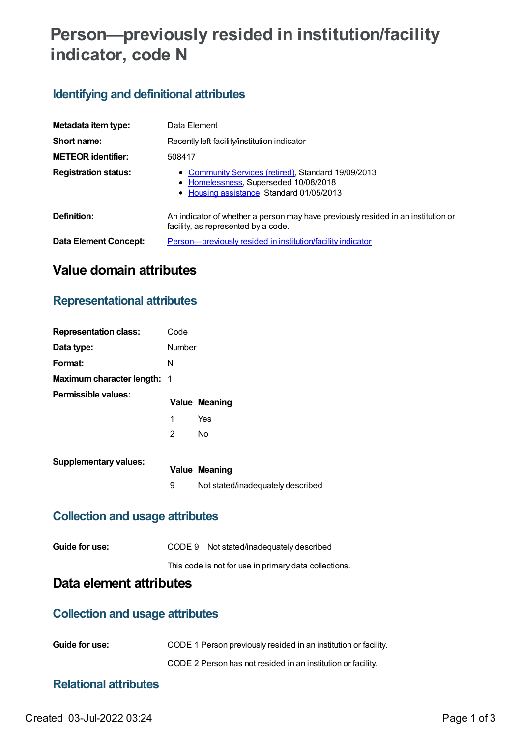# Person—previously resided in institution/facility indicator, code N

## Identifying and definitional attributes

| | |
|---|---|
| **Metadata item type:** | Data Element |
| **Short name:** | Recently left facility/institution indicator |
| **METEOR identifier:** | 508417 |
| **Registration status:** | • Community Services (retired), Standard 19/09/2013<br>• Homelessness, Superseded 10/08/2018<br>• Housing assistance, Standard 01/05/2013 |
| **Definition:** | An indicator of whether a person may have previously resided in an institution or facility, as represented by a code. |
| **Data Element Concept:** | Person—previously resided in institution/facility indicator |

# Value domain attributes

## Representational attributes

| | |
|---|---|
| **Representation class:** | Code |
| **Data type:** | Number |
| **Format:** | N |
| **Maximum character length:** | 1 |

**Permissible values:**

| Value | Meaning |
|---|---|
| 1 | Yes |
| 2 | No |

**Supplementary values:**

| Value | Meaning |
|---|---|
| 9 | Not stated/inadequately described |

## Collection and usage attributes

**Guide for use:** CODE 9 Not stated/inadequately described

This code is not for use in primary data collections.

# Data element attributes

## Collection and usage attributes

**Guide for use:** CODE 1 Person previously resided in an institution or facility.

CODE 2 Person has not resided in an institution or facility.

## Relational attributes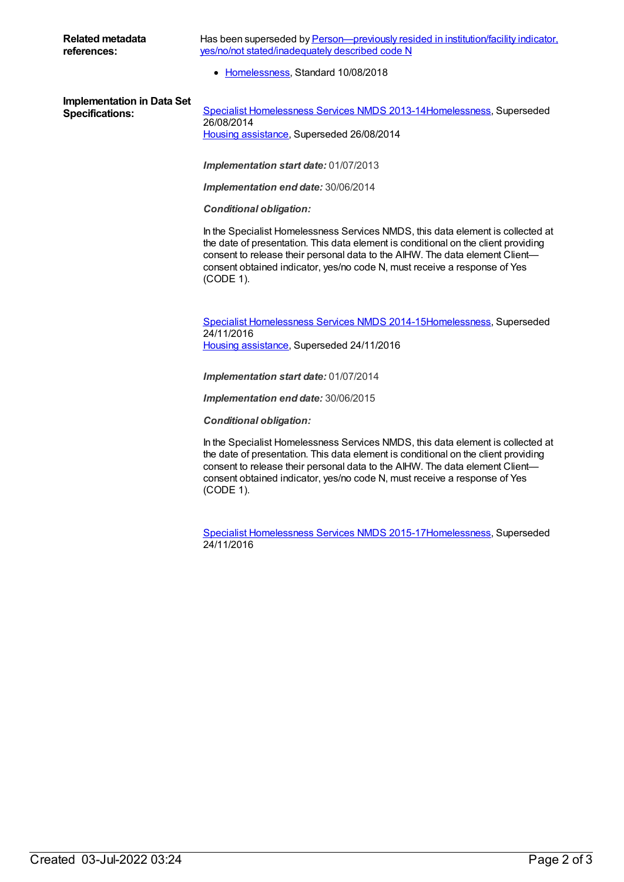**Related metadata references:**

Has been superseded by Person—previously resided in institution/facility indicator, yes/no/not stated/inadequately described code N

- Homelessness, Standard 10/08/2018

**Implementation in Data Set Specifications:**

Specialist Homelessness Services NMDS 2013-14Homelessness, Superseded 26/08/2014
Housing assistance, Superseded 26/08/2014

***Implementation start date:*** 01/07/2013

***Implementation end date:*** 30/06/2014

***Conditional obligation:***

In the Specialist Homelessness Services NMDS, this data element is collected at the date of presentation. This data element is conditional on the client providing consent to release their personal data to the AIHW. The data element Client—consent obtained indicator, yes/no code N, must receive a response of Yes (CODE 1).

Specialist Homelessness Services NMDS 2014-15Homelessness, Superseded 24/11/2016
Housing assistance, Superseded 24/11/2016

***Implementation start date:*** 01/07/2014

***Implementation end date:*** 30/06/2015

***Conditional obligation:***

In the Specialist Homelessness Services NMDS, this data element is collected at the date of presentation. This data element is conditional on the client providing consent to release their personal data to the AIHW. The data element Client—consent obtained indicator, yes/no code N, must receive a response of Yes (CODE 1).

Specialist Homelessness Services NMDS 2015-17Homelessness, Superseded 24/11/2016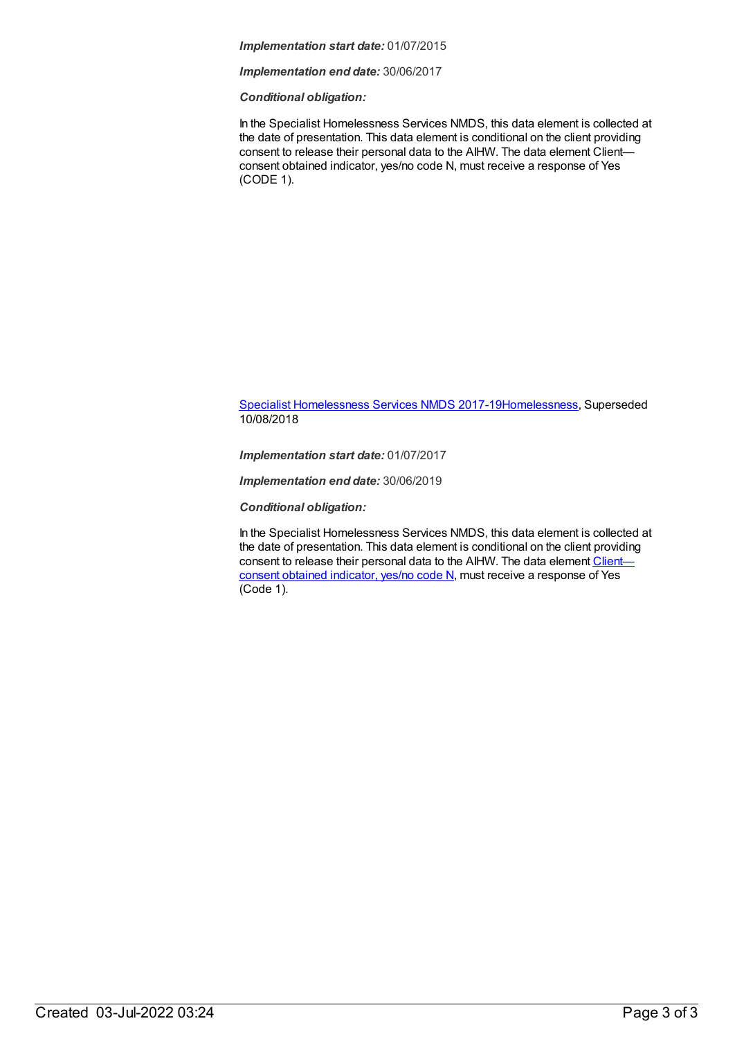***Implementation start date:*** 01/07/2015

***Implementation end date:*** 30/06/2017

***Conditional obligation:***

In the Specialist Homelessness Services NMDS, this data element is collected at the date of presentation. This data element is conditional on the client providing consent to release their personal data to the AIHW. The data element Client—consent obtained indicator, yes/no code N, must receive a response of Yes (CODE 1).

Specialist Homelessness Services NMDS 2017-19Homelessness, Superseded 10/08/2018

***Implementation start date:*** 01/07/2017

***Implementation end date:*** 30/06/2019

***Conditional obligation:***

In the Specialist Homelessness Services NMDS, this data element is collected at the date of presentation. This data element is conditional on the client providing consent to release their personal data to the AIHW. The data element Client—consent obtained indicator, yes/no code N, must receive a response of Yes (Code 1).